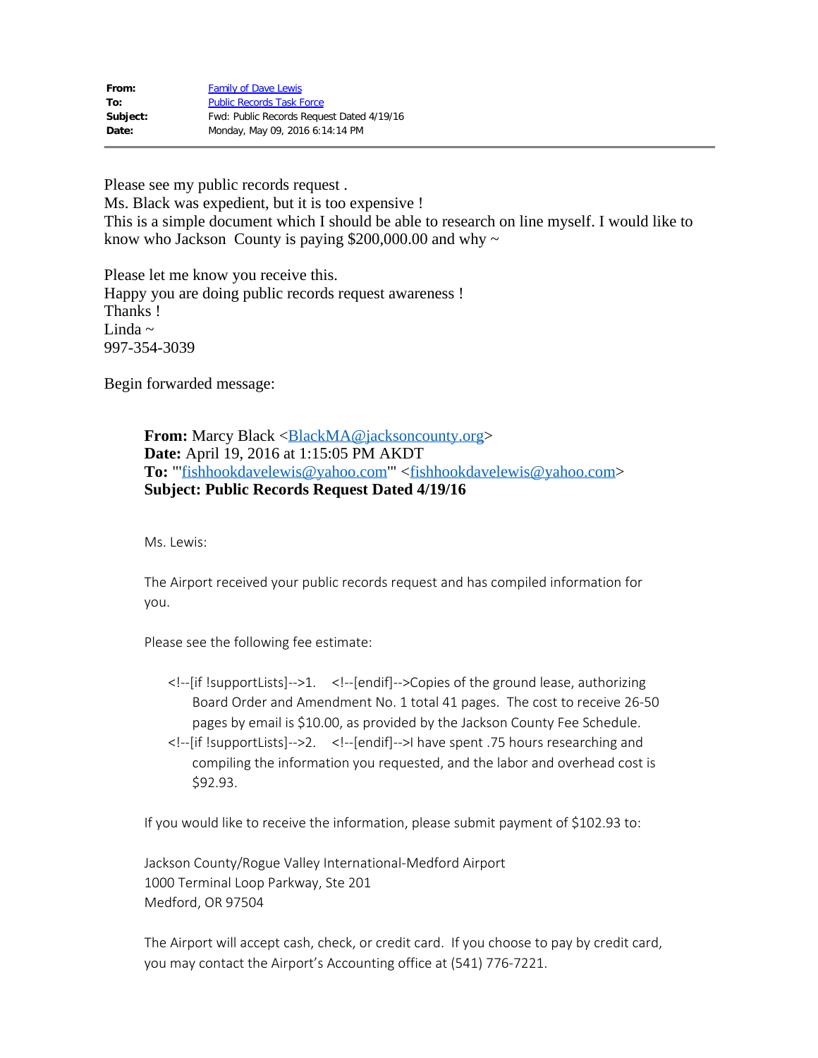| | |
|---|---|
| **From:** | Family of Dave Lewis |
| **To:** | Public Records Task Force |
| **Subject:** | Fwd: Public Records Request Dated 4/19/16 |
| **Date:** | Monday, May 09, 2016 6:14:14 PM |

Please see my public records request .
Ms. Black was expedient, but it is too expensive !
This is a simple document which I should be able to research on line myself. I would like to know who Jackson County is paying $200,000.00 and why ~

Please let me know you receive this.
Happy you are doing public records request awareness !
Thanks !
Linda ~
997-354-3039

Begin forwarded message:

> **From:** Marcy Black <BlackMA@jacksoncounty.org>
> **Date:** April 19, 2016 at 1:15:05 PM AKDT
> **To:** "'fishhookdavelewis@yahoo.com'" <fishhookdavelewis@yahoo.com>
> **Subject: Public Records Request Dated 4/19/16**
>
> Ms. Lewis:
>
> The Airport received your public records request and has compiled information for you.
>
> Please see the following fee estimate:
>
> <!--[if !supportLists]-->1. <!--[endif]-->Copies of the ground lease, authorizing Board Order and Amendment No. 1 total 41 pages. The cost to receive 26-50 pages by email is $10.00, as provided by the Jackson County Fee Schedule.
> <!--[if !supportLists]-->2. <!--[endif]-->I have spent .75 hours researching and compiling the information you requested, and the labor and overhead cost is $92.93.
>
> If you would like to receive the information, please submit payment of $102.93 to:
>
> Jackson County/Rogue Valley International-Medford Airport
> 1000 Terminal Loop Parkway, Ste 201
> Medford, OR 97504
>
> The Airport will accept cash, check, or credit card. If you choose to pay by credit card, you may contact the Airport's Accounting office at (541) 776-7221.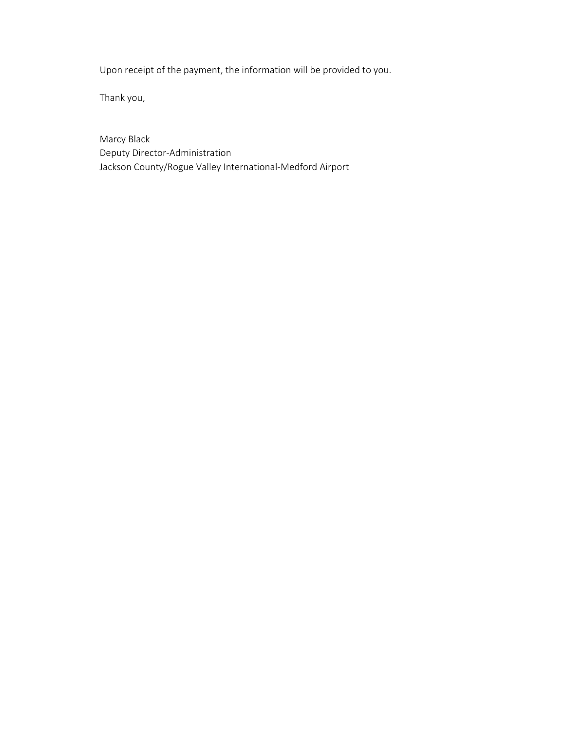Upon receipt of the payment, the information will be provided to you.

Thank you,

Marcy Black
Deputy Director-Administration
Jackson County/Rogue Valley International-Medford Airport